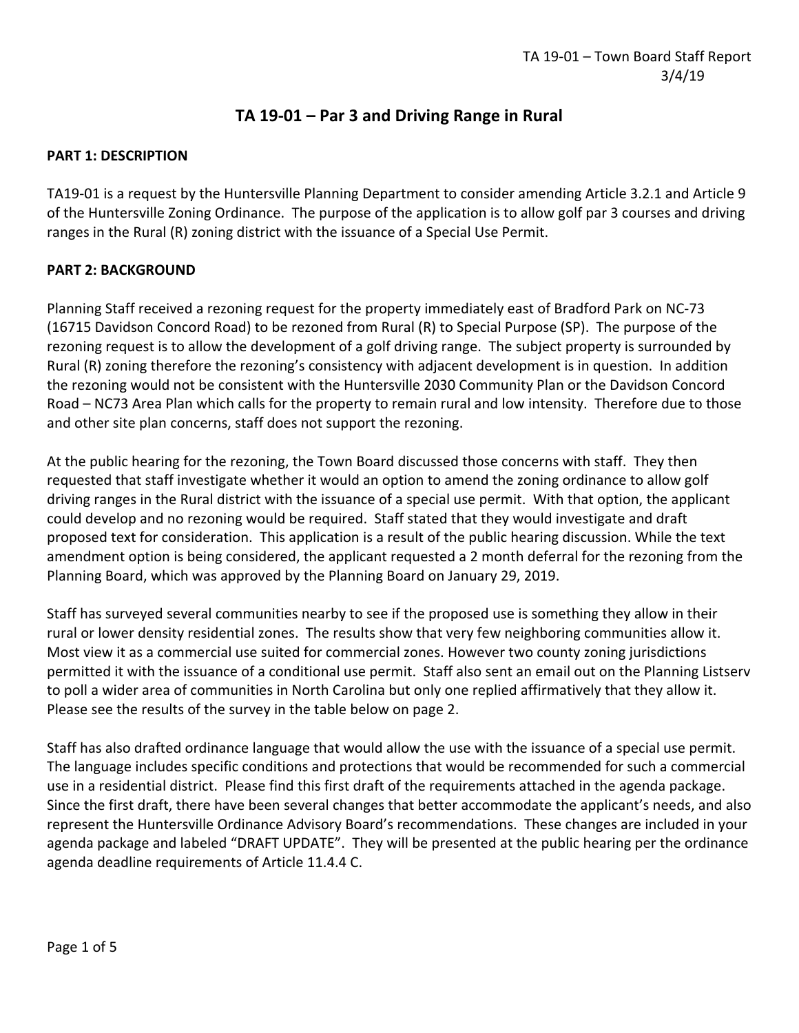# TA 19-01 – Par 3 and Driving Range in Rural

**PART 1: DESCRIPTION**

TA19-01 is a request by the Huntersville Planning Department to consider amending Article 3.2.1 and Article 9 of the Huntersville Zoning Ordinance. The purpose of the application is to allow golf par 3 courses and driving ranges in the Rural (R) zoning district with the issuance of a Special Use Permit.

**PART 2: BACKGROUND**

Planning Staff received a rezoning request for the property immediately east of Bradford Park on NC-73 (16715 Davidson Concord Road) to be rezoned from Rural (R) to Special Purpose (SP). The purpose of the rezoning request is to allow the development of a golf driving range. The subject property is surrounded by Rural (R) zoning therefore the rezoning's consistency with adjacent development is in question. In addition the rezoning would not be consistent with the Huntersville 2030 Community Plan or the Davidson Concord Road – NC73 Area Plan which calls for the property to remain rural and low intensity. Therefore due to those and other site plan concerns, staff does not support the rezoning.

At the public hearing for the rezoning, the Town Board discussed those concerns with staff. They then requested that staff investigate whether it would an option to amend the zoning ordinance to allow golf driving ranges in the Rural district with the issuance of a special use permit. With that option, the applicant could develop and no rezoning would be required. Staff stated that they would investigate and draft proposed text for consideration. This application is a result of the public hearing discussion. While the text amendment option is being considered, the applicant requested a 2 month deferral for the rezoning from the Planning Board, which was approved by the Planning Board on January 29, 2019.

Staff has surveyed several communities nearby to see if the proposed use is something they allow in their rural or lower density residential zones. The results show that very few neighboring communities allow it. Most view it as a commercial use suited for commercial zones. However two county zoning jurisdictions permitted it with the issuance of a conditional use permit. Staff also sent an email out on the Planning Listserv to poll a wider area of communities in North Carolina but only one replied affirmatively that they allow it. Please see the results of the survey in the table below on page 2.

Staff has also drafted ordinance language that would allow the use with the issuance of a special use permit. The language includes specific conditions and protections that would be recommended for such a commercial use in a residential district. Please find this first draft of the requirements attached in the agenda package. Since the first draft, there have been several changes that better accommodate the applicant's needs, and also represent the Huntersville Ordinance Advisory Board's recommendations. These changes are included in your agenda package and labeled "DRAFT UPDATE". They will be presented at the public hearing per the ordinance agenda deadline requirements of Article 11.4.4 C.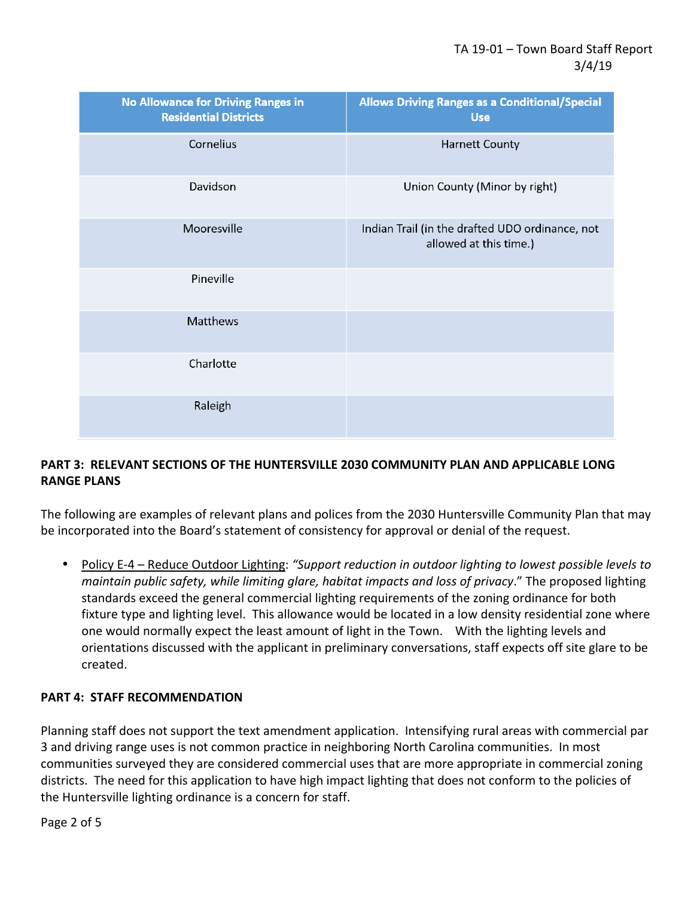| No Allowance for Driving Ranges in Residential Districts | Allows Driving Ranges as a Conditional/Special Use |
| --- | --- |
| Cornelius | Harnett County |
| Davidson | Union County (Minor by right) |
| Mooresville | Indian Trail (in the drafted UDO ordinance, not allowed at this time.) |
| Pineville | |
| Matthews | |
| Charlotte | |
| Raleigh | |

## PART 3: RELEVANT SECTIONS OF THE HUNTERSVILLE 2030 COMMUNITY PLAN AND APPLICABLE LONG RANGE PLANS

The following are examples of relevant plans and polices from the 2030 Huntersville Community Plan that may be incorporated into the Board's statement of consistency for approval or denial of the request.

- Policy E-4 – Reduce Outdoor Lighting: *"Support reduction in outdoor lighting to lowest possible levels to maintain public safety, while limiting glare, habitat impacts and loss of privacy*." The proposed lighting standards exceed the general commercial lighting requirements of the zoning ordinance for both fixture type and lighting level. This allowance would be located in a low density residential zone where one would normally expect the least amount of light in the Town. With the lighting levels and orientations discussed with the applicant in preliminary conversations, staff expects off site glare to be created.

## PART 4: STAFF RECOMMENDATION

Planning staff does not support the text amendment application. Intensifying rural areas with commercial par 3 and driving range uses is not common practice in neighboring North Carolina communities. In most communities surveyed they are considered commercial uses that are more appropriate in commercial zoning districts. The need for this application to have high impact lighting that does not conform to the policies of the Huntersville lighting ordinance is a concern for staff.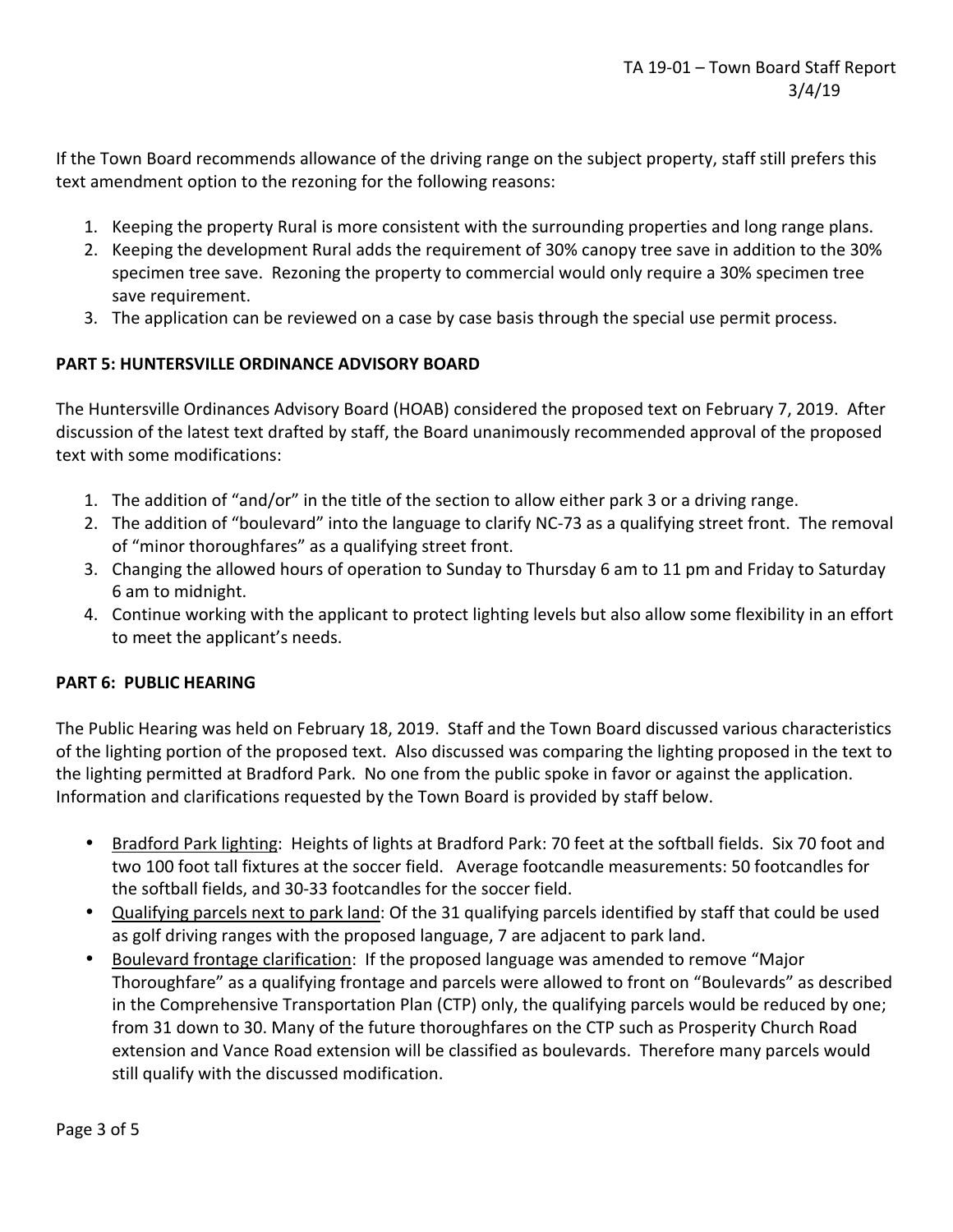If the Town Board recommends allowance of the driving range on the subject property, staff still prefers this text amendment option to the rezoning for the following reasons:

1. Keeping the property Rural is more consistent with the surrounding properties and long range plans.
2. Keeping the development Rural adds the requirement of 30% canopy tree save in addition to the 30% specimen tree save. Rezoning the property to commercial would only require a 30% specimen tree save requirement.
3. The application can be reviewed on a case by case basis through the special use permit process.

## PART 5: HUNTERSVILLE ORDINANCE ADVISORY BOARD

The Huntersville Ordinances Advisory Board (HOAB) considered the proposed text on February 7, 2019. After discussion of the latest text drafted by staff, the Board unanimously recommended approval of the proposed text with some modifications:

1. The addition of "and/or" in the title of the section to allow either park 3 or a driving range.
2. The addition of "boulevard" into the language to clarify NC-73 as a qualifying street front. The removal of "minor thoroughfares" as a qualifying street front.
3. Changing the allowed hours of operation to Sunday to Thursday 6 am to 11 pm and Friday to Saturday 6 am to midnight.
4. Continue working with the applicant to protect lighting levels but also allow some flexibility in an effort to meet the applicant's needs.

## PART 6: PUBLIC HEARING

The Public Hearing was held on February 18, 2019. Staff and the Town Board discussed various characteristics of the lighting portion of the proposed text. Also discussed was comparing the lighting proposed in the text to the lighting permitted at Bradford Park. No one from the public spoke in favor or against the application. Information and clarifications requested by the Town Board is provided by staff below.

- Bradford Park lighting: Heights of lights at Bradford Park: 70 feet at the softball fields. Six 70 foot and two 100 foot tall fixtures at the soccer field. Average footcandle measurements: 50 footcandles for the softball fields, and 30-33 footcandles for the soccer field.
- Qualifying parcels next to park land: Of the 31 qualifying parcels identified by staff that could be used as golf driving ranges with the proposed language, 7 are adjacent to park land.
- Boulevard frontage clarification: If the proposed language was amended to remove "Major Thoroughfare" as a qualifying frontage and parcels were allowed to front on "Boulevards" as described in the Comprehensive Transportation Plan (CTP) only, the qualifying parcels would be reduced by one; from 31 down to 30. Many of the future thoroughfares on the CTP such as Prosperity Church Road extension and Vance Road extension will be classified as boulevards. Therefore many parcels would still qualify with the discussed modification.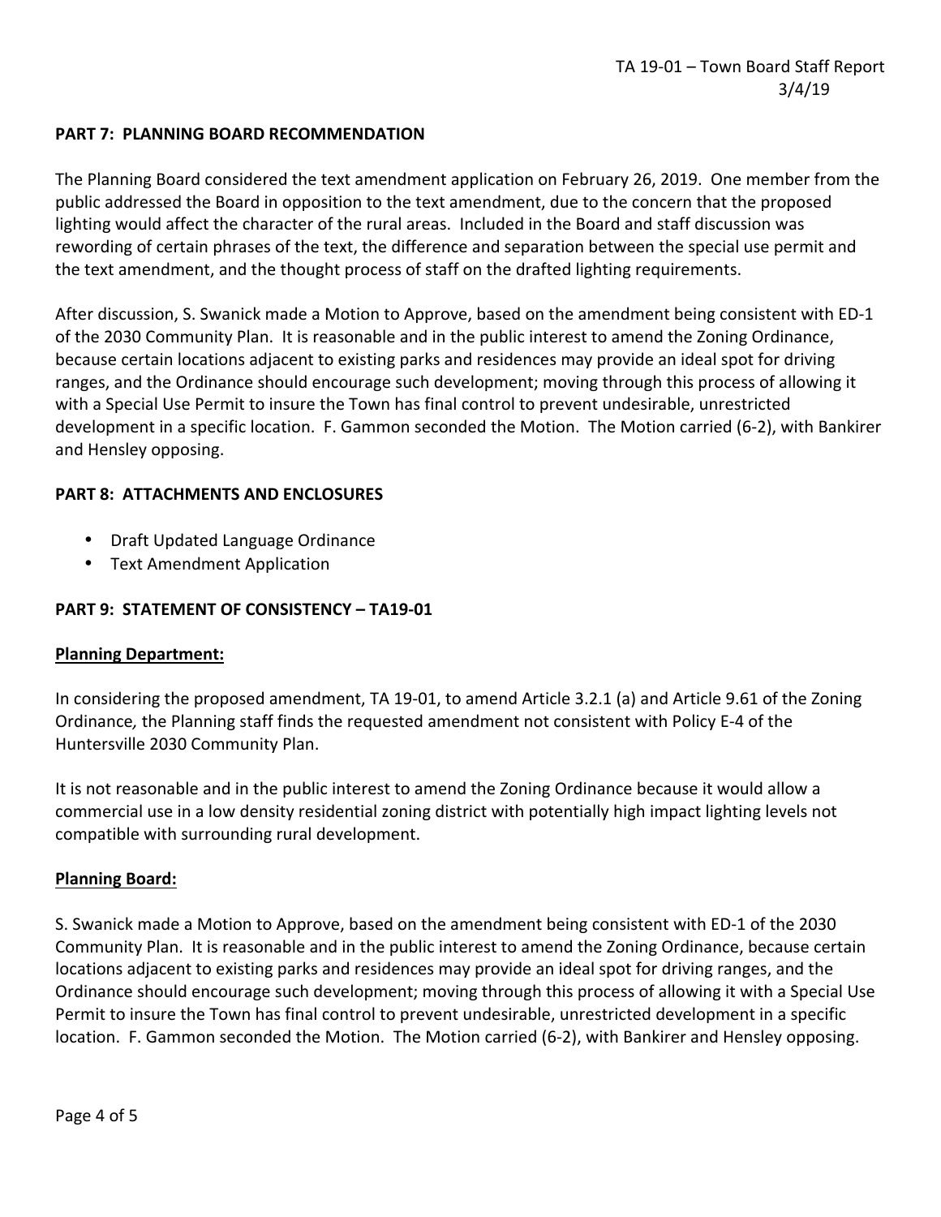**PART 7: PLANNING BOARD RECOMMENDATION**

The Planning Board considered the text amendment application on February 26, 2019. One member from the public addressed the Board in opposition to the text amendment, due to the concern that the proposed lighting would affect the character of the rural areas. Included in the Board and staff discussion was rewording of certain phrases of the text, the difference and separation between the special use permit and the text amendment, and the thought process of staff on the drafted lighting requirements.

After discussion, S. Swanick made a Motion to Approve, based on the amendment being consistent with ED-1 of the 2030 Community Plan. It is reasonable and in the public interest to amend the Zoning Ordinance, because certain locations adjacent to existing parks and residences may provide an ideal spot for driving ranges, and the Ordinance should encourage such development; moving through this process of allowing it with a Special Use Permit to insure the Town has final control to prevent undesirable, unrestricted development in a specific location. F. Gammon seconded the Motion. The Motion carried (6-2), with Bankirer and Hensley opposing.

**PART 8: ATTACHMENTS AND ENCLOSURES**

- Draft Updated Language Ordinance
- Text Amendment Application

**PART 9: STATEMENT OF CONSISTENCY – TA19-01**

**Planning Department:**

In considering the proposed amendment, TA 19-01, to amend Article 3.2.1 (a) and Article 9.61 of the Zoning Ordinance, the Planning staff finds the requested amendment not consistent with Policy E-4 of the Huntersville 2030 Community Plan.

It is not reasonable and in the public interest to amend the Zoning Ordinance because it would allow a commercial use in a low density residential zoning district with potentially high impact lighting levels not compatible with surrounding rural development.

**Planning Board:**

S. Swanick made a Motion to Approve, based on the amendment being consistent with ED-1 of the 2030 Community Plan. It is reasonable and in the public interest to amend the Zoning Ordinance, because certain locations adjacent to existing parks and residences may provide an ideal spot for driving ranges, and the Ordinance should encourage such development; moving through this process of allowing it with a Special Use Permit to insure the Town has final control to prevent undesirable, unrestricted development in a specific location. F. Gammon seconded the Motion. The Motion carried (6-2), with Bankirer and Hensley opposing.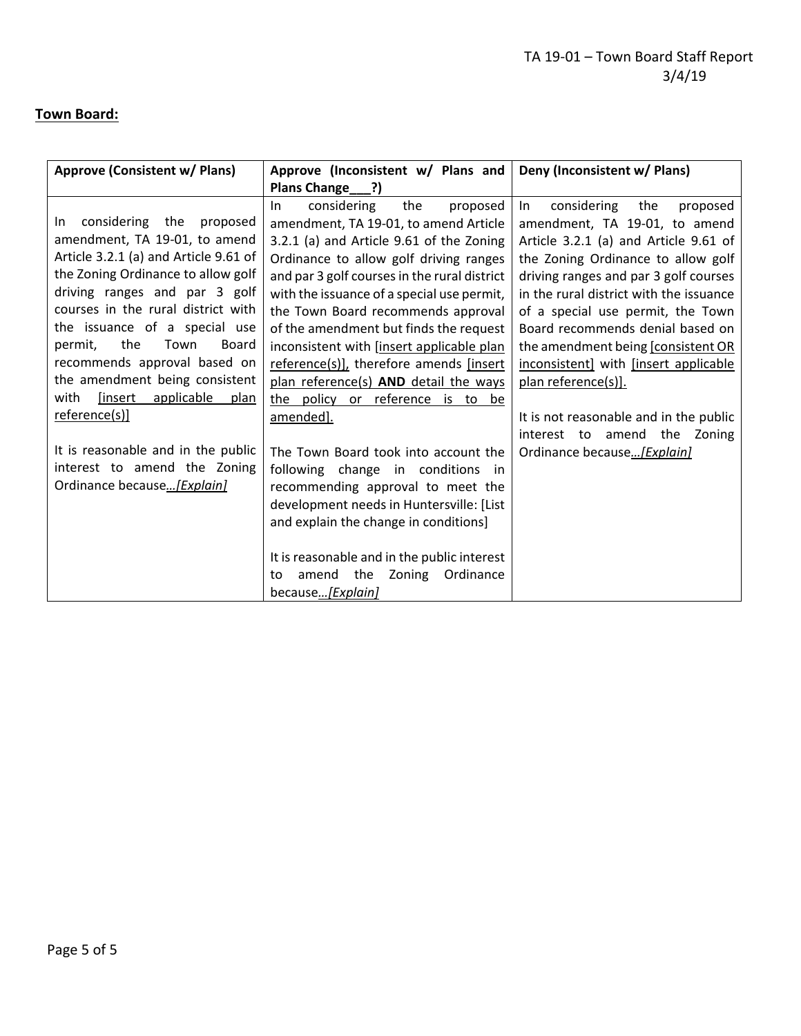**Town Board:**

| Approve (Consistent w/ Plans) | Approve (Inconsistent w/ Plans and Plans Change___?) | Deny (Inconsistent w/ Plans) |
|---|---|---|
| In considering the proposed amendment, TA 19-01, to amend Article 3.2.1 (a) and Article 9.61 of the Zoning Ordinance to allow golf driving ranges and par 3 golf courses in the rural district with the issuance of a special use permit, the Town Board recommends approval based on the amendment being consistent with <u>[insert applicable plan reference(s)]</u><br><br>It is reasonable and in the public interest to amend the Zoning Ordinance because*<u>…[Explain]</u>* | In considering the proposed amendment, TA 19-01, to amend Article 3.2.1 (a) and Article 9.61 of the Zoning Ordinance to allow golf driving ranges and par 3 golf courses in the rural district with the issuance of a special use permit, the Town Board recommends approval of the amendment but finds the request inconsistent with <u>[insert applicable plan reference(s)]</u>, therefore amends <u>[insert plan reference(s) **AND** detail the ways the policy or reference is to be amended]</u>.<br><br>The Town Board took into account the following change in conditions in recommending approval to meet the development needs in Huntersville: [List and explain the change in conditions]<br><br>It is reasonable and in the public interest to amend the Zoning Ordinance because*<u>…[Explain]</u>* | In considering the proposed amendment, TA 19-01, to amend Article 3.2.1 (a) and Article 9.61 of the Zoning Ordinance to allow golf driving ranges and par 3 golf courses in the rural district with the issuance of a special use permit, the Town Board recommends denial based on the amendment being <u>[consistent OR inconsistent]</u> with <u>[insert applicable plan reference(s)]</u>.<br><br>It is not reasonable and in the public interest to amend the Zoning Ordinance because*<u>…[Explain]</u>* |